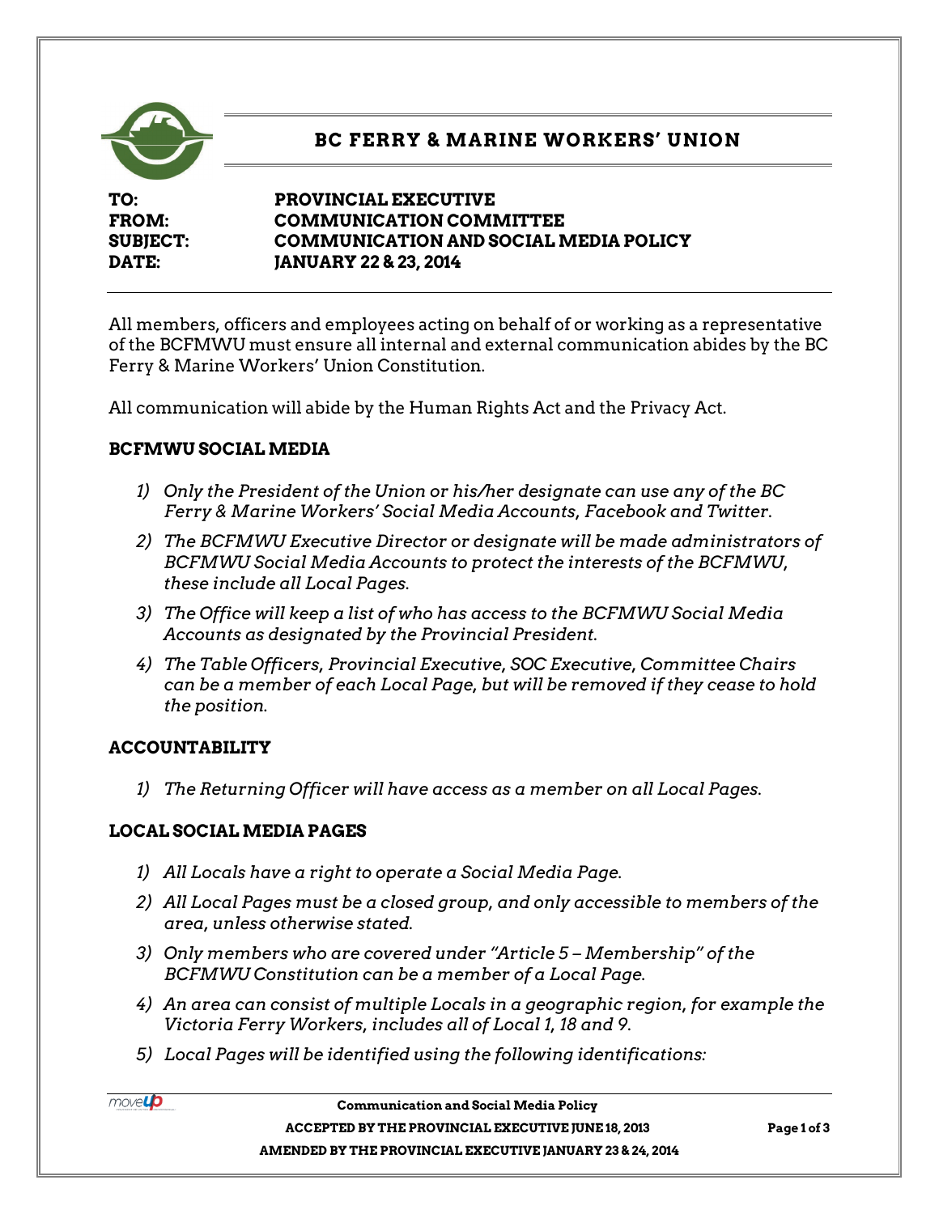# BC FERRY & MARINE WORKERS' UNION

**TO:** PROVINCIAL EXECUTIVE
**FROM:** COMMUNICATION COMMITTEE
**SUBJECT:** COMMUNICATION AND SOCIAL MEDIA POLICY
**DATE:** JANUARY 22 & 23, 2014

All members, officers and employees acting on behalf of or working as a representative of the BCFMWU must ensure all internal and external communication abides by the BC Ferry & Marine Workers' Union Constitution.

All communication will abide by the Human Rights Act and the Privacy Act.

## BCFMWU SOCIAL MEDIA

1) *Only the President of the Union or his/her designate can use any of the BC Ferry & Marine Workers' Social Media Accounts, Facebook and Twitter.*
2) *The BCFMWU Executive Director or designate will be made administrators of BCFMWU Social Media Accounts to protect the interests of the BCFMWU, these include all Local Pages.*
3) *The Office will keep a list of who has access to the BCFMWU Social Media Accounts as designated by the Provincial President.*
4) *The Table Officers, Provincial Executive, SOC Executive, Committee Chairs can be a member of each Local Page, but will be removed if they cease to hold the position.*

## ACCOUNTABILITY

1) *The Returning Officer will have access as a member on all Local Pages.*

## LOCAL SOCIAL MEDIA PAGES

1) *All Locals have a right to operate a Social Media Page.*
2) *All Local Pages must be a closed group, and only accessible to members of the area, unless otherwise stated.*
3) *Only members who are covered under "Article 5 – Membership" of the BCFMWU Constitution can be a member of a Local Page.*
4) *An area can consist of multiple Locals in a geographic region, for example the Victoria Ferry Workers, includes all of Local 1, 18 and 9.*
5) *Local Pages will be identified using the following identifications:*

**Communication and Social Media Policy**
**ACCEPTED BY THE PROVINCIAL EXECUTIVE JUNE 18, 2013**
**AMENDED BY THE PROVINCIAL EXECUTIVE JANUARY 23 & 24, 2014**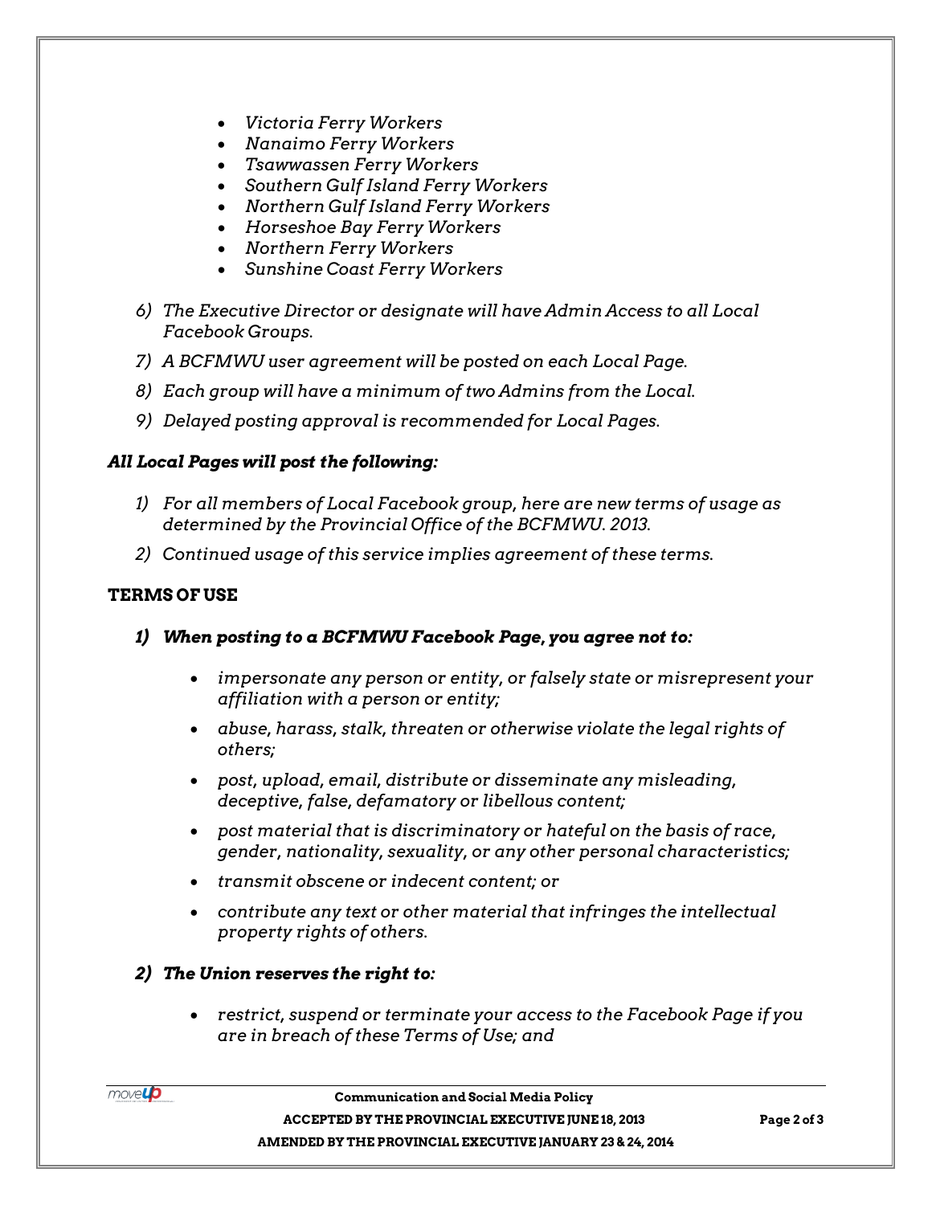- *Victoria Ferry Workers*
- *Nanaimo Ferry Workers*
- *Tsawwassen Ferry Workers*
- *Southern Gulf Island Ferry Workers*
- *Northern Gulf Island Ferry Workers*
- *Horseshoe Bay Ferry Workers*
- *Northern Ferry Workers*
- *Sunshine Coast Ferry Workers*

6) *The Executive Director or designate will have Admin Access to all Local Facebook Groups.*
7) *A BCFMWU user agreement will be posted on each Local Page.*
8) *Each group will have a minimum of two Admins from the Local.*
9) *Delayed posting approval is recommended for Local Pages.*

***All Local Pages will post the following:***

1) *For all members of Local Facebook group, here are new terms of usage as determined by the Provincial Office of the BCFMWU. 2013.*
2) *Continued usage of this service implies agreement of these terms.*

**TERMS OF USE**

1) ***When posting to a BCFMWU Facebook Page, you agree not to:***

    - *impersonate any person or entity, or falsely state or misrepresent your affiliation with a person or entity;*
    - *abuse, harass, stalk, threaten or otherwise violate the legal rights of others;*
    - *post, upload, email, distribute or disseminate any misleading, deceptive, false, defamatory or libellous content;*
    - *post material that is discriminatory or hateful on the basis of race, gender, nationality, sexuality, or any other personal characteristics;*
    - *transmit obscene or indecent content; or*
    - *contribute any text or other material that infringes the intellectual property rights of others.*

2) ***The Union reserves the right to:***

    - *restrict, suspend or terminate your access to the Facebook Page if you are in breach of these Terms of Use; and*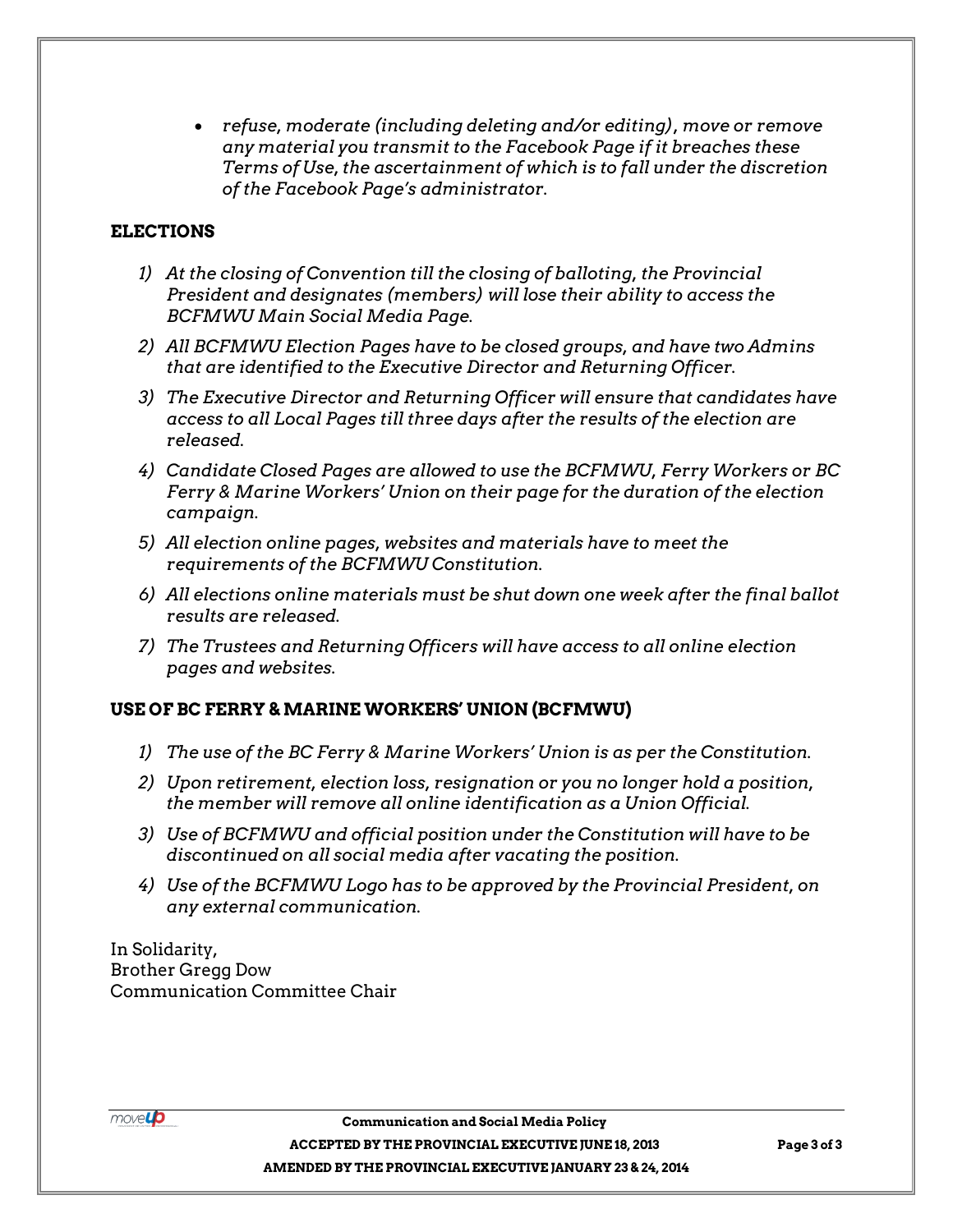- *refuse, moderate (including deleting and/or editing), move or remove any material you transmit to the Facebook Page if it breaches these Terms of Use, the ascertainment of which is to fall under the discretion of the Facebook Page's administrator.*

## ELECTIONS

1) *At the closing of Convention till the closing of balloting, the Provincial President and designates (members) will lose their ability to access the BCFMWU Main Social Media Page.*
2) *All BCFMWU Election Pages have to be closed groups, and have two Admins that are identified to the Executive Director and Returning Officer.*
3) *The Executive Director and Returning Officer will ensure that candidates have access to all Local Pages till three days after the results of the election are released.*
4) *Candidate Closed Pages are allowed to use the BCFMWU, Ferry Workers or BC Ferry & Marine Workers' Union on their page for the duration of the election campaign.*
5) *All election online pages, websites and materials have to meet the requirements of the BCFMWU Constitution.*
6) *All elections online materials must be shut down one week after the final ballot results are released.*
7) *The Trustees and Returning Officers will have access to all online election pages and websites.*

## USE OF BC FERRY & MARINE WORKERS' UNION (BCFMWU)

1) *The use of the BC Ferry & Marine Workers' Union is as per the Constitution.*
2) *Upon retirement, election loss, resignation or you no longer hold a position, the member will remove all online identification as a Union Official.*
3) *Use of BCFMWU and official position under the Constitution will have to be discontinued on all social media after vacating the position.*
4) *Use of the BCFMWU Logo has to be approved by the Provincial President, on any external communication.*

In Solidarity,
Brother Gregg Dow
Communication Committee Chair